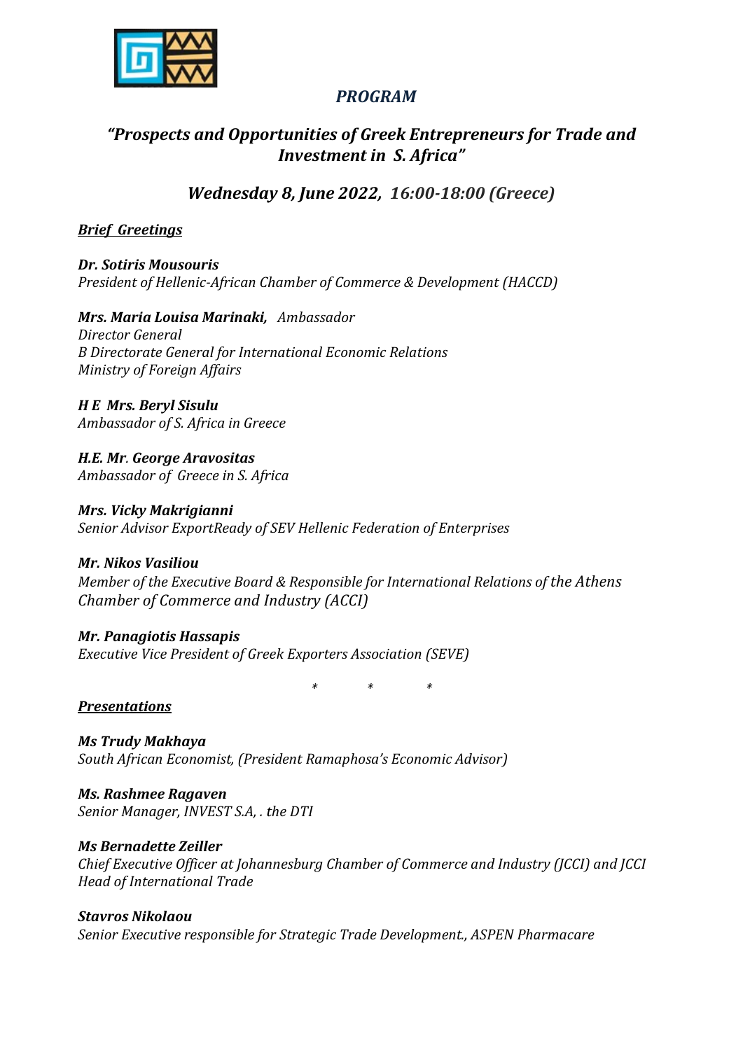# *PROGRAM*

## *"Prospects and Opportunities of Greek Entrepreneurs for Trade and Investment in S. Africa"*

### *Wednesday 8, June 2022, 16:00-18:00 (Greece)*

***Brief Greetings***

***Dr. Sotiris Mousouris***
*President of Hellenic-African Chamber of Commerce & Development (HACCD)*

***Mrs. Maria Louisa Marinaki,*** *Ambassador*
*Director General*
*B Directorate General for International Economic Relations*
*Ministry of Foreign Affairs*

***H E Mrs. Beryl Sisulu***
*Ambassador of S. Africa in Greece*

***H.E. Mr. George Aravositas***
*Ambassador of Greece in S. Africa*

***Mrs. Vicky Makrigianni***
*Senior Advisor ExportReady of SEV Hellenic Federation of Enterprises*

***Mr. Nikos Vasiliou***
*Member of the Executive Board & Responsible for International Relations of the Athens Chamber of Commerce and Industry (ACCI)*

***Mr. Panagiotis Hassapis***
*Executive Vice President of Greek Exporters Association (SEVE)*

\* \* \*

***Presentations***

***Ms Trudy Makhaya***
*South African Economist, (President Ramaphosa's Economic Advisor)*

***Ms. Rashmee Ragaven***
*Senior Manager, INVEST S.A, . the DTI*

***Ms Bernadette Zeiller***
*Chief Executive Officer at Johannesburg Chamber of Commerce and Industry (JCCI) and JCCI Head of International Trade*

***Stavros Nikolaou***
*Senior Executive responsible for Strategic Trade Development., ASPEN Pharmacare*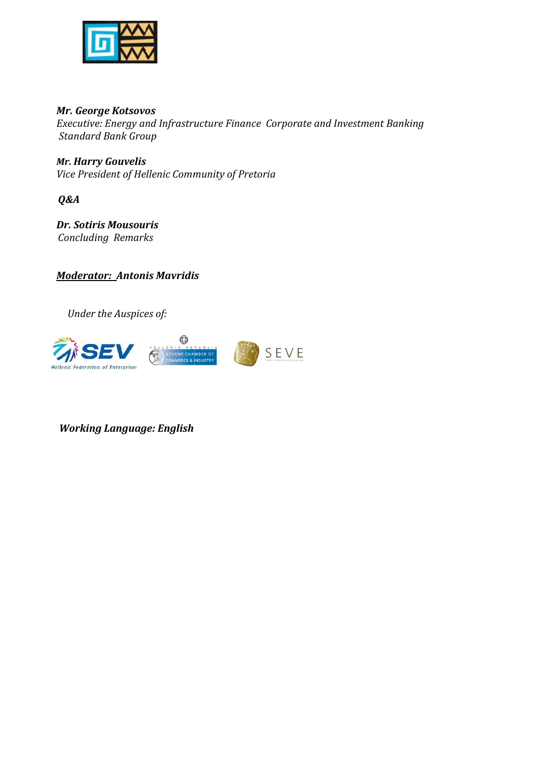***Mr. George Kotsovos***
*Executive: Energy and Infrastructure Finance Corporate and Investment Banking*
*Standard Bank Group*

***Mr. Harry Gouvelis***
*Vice President of Hellenic Community of Pretoria*

***Q&A***

***Dr. Sotiris Mousouris***
*Concluding Remarks*

***Moderator: Antonis Mavridis***

*Under the Auspices of:*

SEV Hellenic Federation of Enterprises

Hellenic Republic Athens Chamber of Commerce & Industry

SEVE

***Working Language: English***